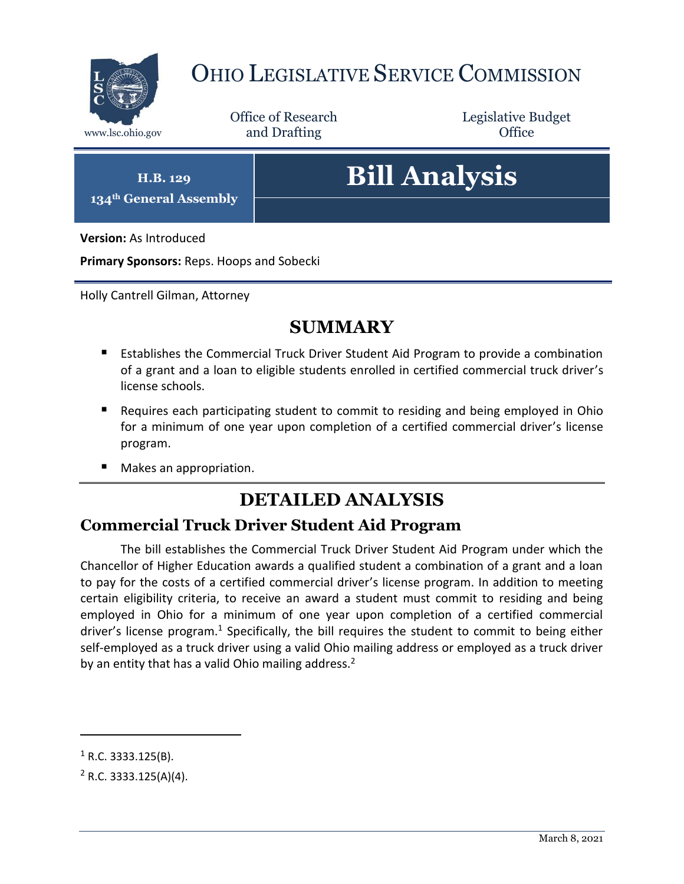# Ohio Legislative Service Commission

www.lsc.ohio.gov

Office of Research and Drafting

Legislative Budget Office

**H.B. 129**
**134th General Assembly**

# Bill Analysis

**Version:** As Introduced

**Primary Sponsors:** Reps. Hoops and Sobecki

Holly Cantrell Gilman, Attorney

## SUMMARY

- Establishes the Commercial Truck Driver Student Aid Program to provide a combination of a grant and a loan to eligible students enrolled in certified commercial truck driver's license schools.
- Requires each participating student to commit to residing and being employed in Ohio for a minimum of one year upon completion of a certified commercial driver's license program.
- Makes an appropriation.

## DETAILED ANALYSIS

### Commercial Truck Driver Student Aid Program

The bill establishes the Commercial Truck Driver Student Aid Program under which the Chancellor of Higher Education awards a qualified student a combination of a grant and a loan to pay for the costs of a certified commercial driver's license program. In addition to meeting certain eligibility criteria, to receive an award a student must commit to residing and being employed in Ohio for a minimum of one year upon completion of a certified commercial driver's license program.[1] Specifically, the bill requires the student to commit to being either self-employed as a truck driver using a valid Ohio mailing address or employed as a truck driver by an entity that has a valid Ohio mailing address.[2]

---

[1] R.C. 3333.125(B).

[2] R.C. 3333.125(A)(4).

March 8, 2021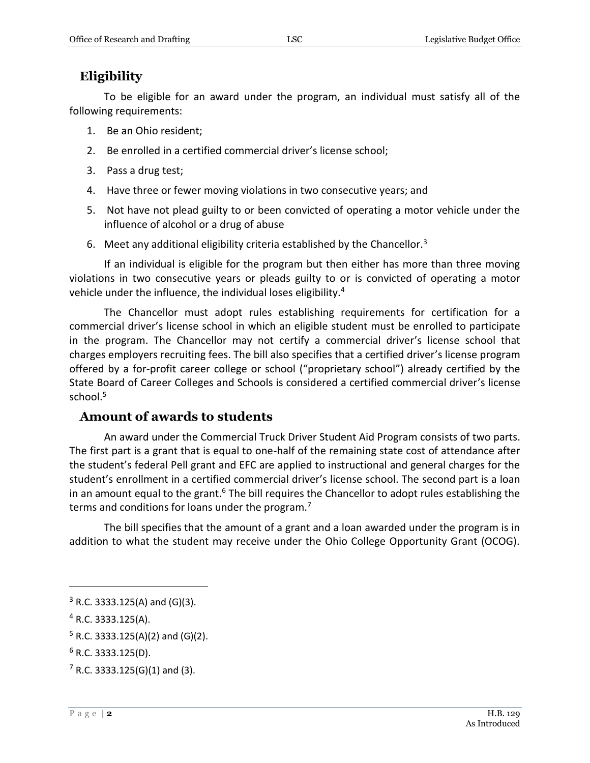## Eligibility

To be eligible for an award under the program, an individual must satisfy all of the following requirements:

1. Be an Ohio resident;
2. Be enrolled in a certified commercial driver's license school;
3. Pass a drug test;
4. Have three or fewer moving violations in two consecutive years; and
5. Not have not plead guilty to or been convicted of operating a motor vehicle under the influence of alcohol or a drug of abuse
6. Meet any additional eligibility criteria established by the Chancellor.[3]

If an individual is eligible for the program but then either has more than three moving violations in two consecutive years or pleads guilty to or is convicted of operating a motor vehicle under the influence, the individual loses eligibility.[4]

The Chancellor must adopt rules establishing requirements for certification for a commercial driver's license school in which an eligible student must be enrolled to participate in the program. The Chancellor may not certify a commercial driver's license school that charges employers recruiting fees. The bill also specifies that a certified driver's license program offered by a for-profit career college or school ("proprietary school") already certified by the State Board of Career Colleges and Schools is considered a certified commercial driver's license school.[5]

## Amount of awards to students

An award under the Commercial Truck Driver Student Aid Program consists of two parts. The first part is a grant that is equal to one-half of the remaining state cost of attendance after the student's federal Pell grant and EFC are applied to instructional and general charges for the student's enrollment in a certified commercial driver's license school. The second part is a loan in an amount equal to the grant.[6] The bill requires the Chancellor to adopt rules establishing the terms and conditions for loans under the program.[7]

The bill specifies that the amount of a grant and a loan awarded under the program is in addition to what the student may receive under the Ohio College Opportunity Grant (OCOG).

---

[3] R.C. 3333.125(A) and (G)(3).

[4] R.C. 3333.125(A).

[5] R.C. 3333.125(A)(2) and (G)(2).

[6] R.C. 3333.125(D).

[7] R.C. 3333.125(G)(1) and (3).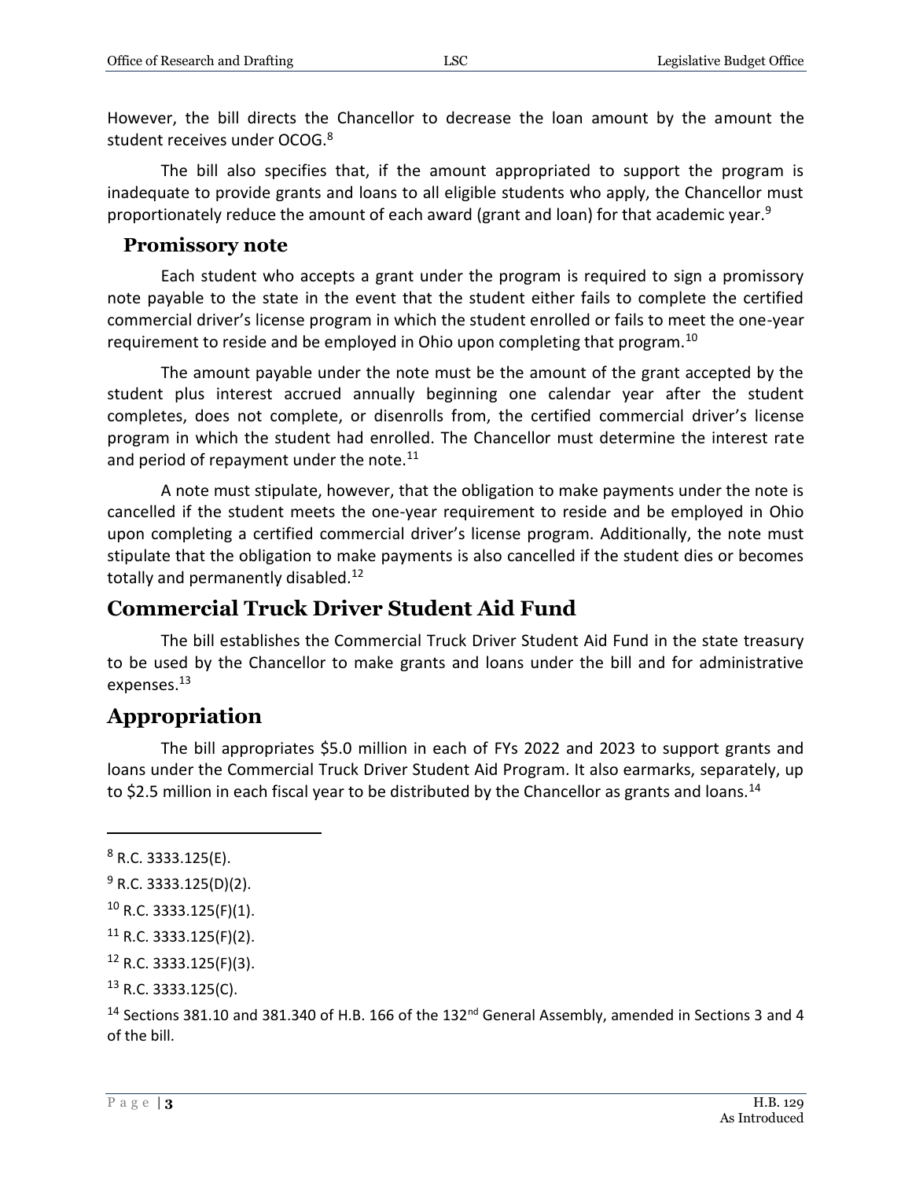However, the bill directs the Chancellor to decrease the loan amount by the amount the student receives under OCOG.[8]

The bill also specifies that, if the amount appropriated to support the program is inadequate to provide grants and loans to all eligible students who apply, the Chancellor must proportionately reduce the amount of each award (grant and loan) for that academic year.[9]

### Promissory note

Each student who accepts a grant under the program is required to sign a promissory note payable to the state in the event that the student either fails to complete the certified commercial driver's license program in which the student enrolled or fails to meet the one-year requirement to reside and be employed in Ohio upon completing that program.[10]

The amount payable under the note must be the amount of the grant accepted by the student plus interest accrued annually beginning one calendar year after the student completes, does not complete, or disenrolls from, the certified commercial driver's license program in which the student had enrolled. The Chancellor must determine the interest rate and period of repayment under the note.[11]

A note must stipulate, however, that the obligation to make payments under the note is cancelled if the student meets the one-year requirement to reside and be employed in Ohio upon completing a certified commercial driver's license program. Additionally, the note must stipulate that the obligation to make payments is also cancelled if the student dies or becomes totally and permanently disabled.[12]

## Commercial Truck Driver Student Aid Fund

The bill establishes the Commercial Truck Driver Student Aid Fund in the state treasury to be used by the Chancellor to make grants and loans under the bill and for administrative expenses.[13]

## Appropriation

The bill appropriates $5.0 million in each of FYs 2022 and 2023 to support grants and loans under the Commercial Truck Driver Student Aid Program. It also earmarks, separately, up to $2.5 million in each fiscal year to be distributed by the Chancellor as grants and loans.[14]

---

[8] R.C. 3333.125(E).

[9] R.C. 3333.125(D)(2).

[10] R.C. 3333.125(F)(1).

[11] R.C. 3333.125(F)(2).

[12] R.C. 3333.125(F)(3).

[13] R.C. 3333.125(C).

[14] Sections 381.10 and 381.340 of H.B. 166 of the 132nd General Assembly, amended in Sections 3 and 4 of the bill.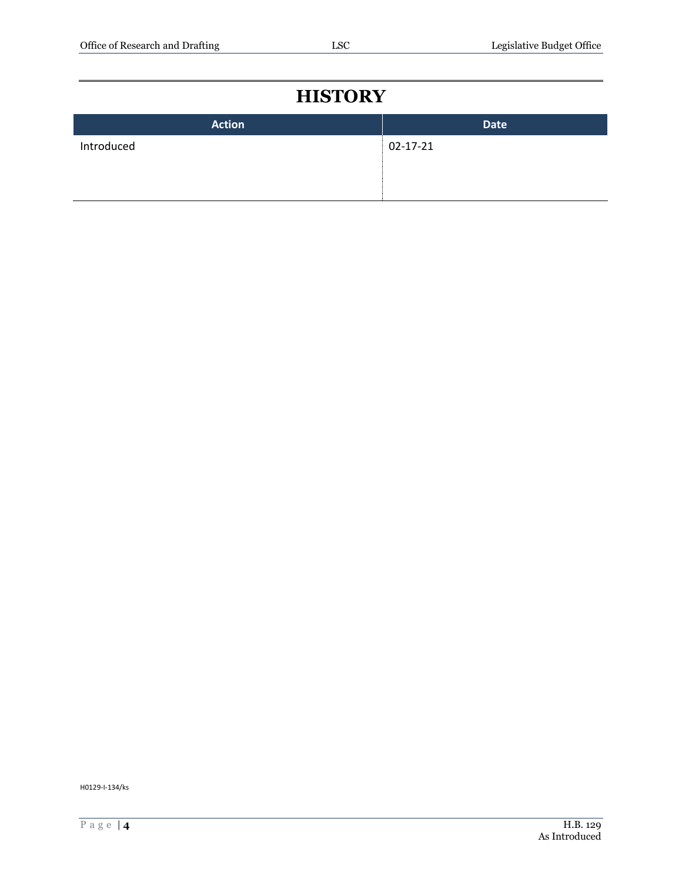# HISTORY

| Action | Date |
|---|---|
| Introduced | 02-17-21 |

H0129-I-134/ks